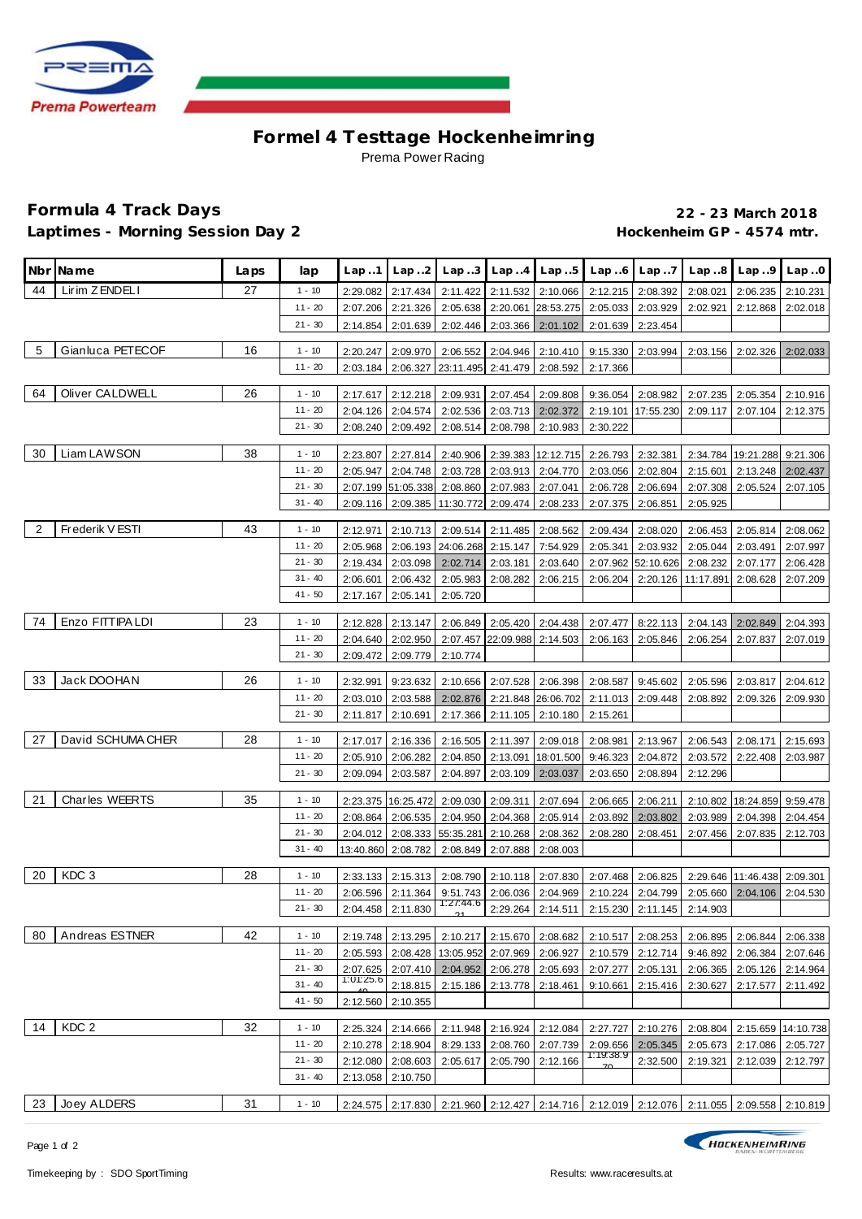# Formel 4 Testtage Hockenheimring

Prema Power Racing

**Formula 4 Track Days** **22 - 23 March 2018**

**Laptimes - Morning Session Day 2** **Hockenheim GP - 4574 mtr.**

| Nbr | Name | Laps | lap | Lap ..1 | Lap ..2 | Lap ..3 | Lap ..4 | Lap ..5 | Lap ..6 | Lap ..7 | Lap ..8 | Lap ..9 | Lap ..0 |
|---|---|---|---|---|---|---|---|---|---|---|---|---|---|
| 44 | Lirim ZENDELI | 27 | 1 - 10 | 2:29.082 | 2:17.434 | 2:11.422 | 2:11.532 | 2:10.066 | 2:12.215 | 2:08.392 | 2:08.021 | 2:06.235 | 2:10.231 |
| | | | 11 - 20 | 2:07.206 | 2:21.326 | 2:05.638 | 2:20.061 | 28:53.275 | 2:05.033 | 2:03.929 | 2:02.921 | 2:12.868 | 2:02.018 |
| | | | 21 - 30 | 2:14.854 | 2:01.639 | 2:02.446 | 2:03.366 | 2:01.102 | 2:01.639 | 2:23.454 | | | |
| 5 | Gianluca PETECOF | 16 | 1 - 10 | 2:20.247 | 2:09.970 | 2:06.552 | 2:04.946 | 2:10.410 | 9:15.330 | 2:03.994 | 2:03.156 | 2:02.326 | 2:02.033 |
| | | | 11 - 20 | 2:03.184 | 2:06.327 | 23:11.495 | 2:41.479 | 2:08.592 | 2:17.366 | | | | |
| 64 | Oliver CALDWELL | 26 | 1 - 10 | 2:17.617 | 2:12.218 | 2:09.931 | 2:07.454 | 2:09.808 | 9:36.054 | 2:08.982 | 2:07.235 | 2:05.354 | 2:10.916 |
| | | | 11 - 20 | 2:04.126 | 2:04.574 | 2:02.536 | 2:03.713 | 2:02.372 | 2:19.101 | 17:55.230 | 2:09.117 | 2:07.104 | 2:12.375 |
| | | | 21 - 30 | 2:08.240 | 2:09.492 | 2:08.514 | 2:08.798 | 2:10.983 | 2:30.222 | | | | |
| 30 | Liam LAWSON | 38 | 1 - 10 | 2:23.807 | 2:27.814 | 2:40.906 | 2:39.383 | 12:12.715 | 2:26.793 | 2:32.381 | 2:34.784 | 19:21.288 | 9:21.306 |
| | | | 11 - 20 | 2:05.947 | 2:04.748 | 2:03.728 | 2:03.913 | 2:04.770 | 2:03.056 | 2:02.804 | 2:15.601 | 2:13.248 | 2:02.437 |
| | | | 21 - 30 | 2:07.199 | 51:05.338 | 2:08.860 | 2:07.983 | 2:07.041 | 2:06.728 | 2:06.694 | 2:07.308 | 2:05.524 | 2:07.105 |
| | | | 31 - 40 | 2:09.116 | 2:09.385 | 11:30.772 | 2:09.474 | 2:08.233 | 2:07.375 | 2:06.851 | 2:05.925 | | |
| 2 | Frederik VESTI | 43 | 1 - 10 | 2:12.971 | 2:10.713 | 2:09.514 | 2:11.485 | 2:08.562 | 2:09.434 | 2:08.020 | 2:06.453 | 2:05.814 | 2:08.062 |
| | | | 11 - 20 | 2:05.968 | 2:06.193 | 24:06.268 | 2:15.147 | 7:54.929 | 2:05.341 | 2:03.932 | 2:05.044 | 2:03.491 | 2:07.997 |
| | | | 21 - 30 | 2:19.434 | 2:03.098 | 2:02.714 | 2:03.181 | 2:03.640 | 2:07.962 | 52:10.626 | 2:08.232 | 2:07.177 | 2:06.428 |
| | | | 31 - 40 | 2:06.601 | 2:06.432 | 2:05.983 | 2:08.282 | 2:06.215 | 2:06.204 | 2:20.126 | 11:17.891 | 2:08.628 | 2:07.209 |
| | | | 41 - 50 | 2:17.167 | 2:05.141 | 2:05.720 | | | | | | | |
| 74 | Enzo FITTIPALDI | 23 | 1 - 10 | 2:12.828 | 2:13.147 | 2:06.849 | 2:05.420 | 2:04.438 | 2:07.477 | 8:22.113 | 2:04.143 | 2:02.849 | 2:04.393 |
| | | | 11 - 20 | 2:04.640 | 2:02.950 | 2:07.457 | 22:09.988 | 2:14.503 | 2:06.163 | 2:05.846 | 2:06.254 | 2:07.837 | 2:07.019 |
| | | | 21 - 30 | 2:09.472 | 2:09.779 | 2:10.774 | | | | | | | |
| 33 | Jack DOOHAN | 26 | 1 - 10 | 2:32.991 | 9:23.632 | 2:10.656 | 2:07.528 | 2:06.398 | 2:08.587 | 9:45.602 | 2:05.596 | 2:03.817 | 2:04.612 |
| | | | 11 - 20 | 2:03.010 | 2:03.588 | 2:02.876 | 2:21.848 | 26:06.702 | 2:11.013 | 2:09.448 | 2:08.892 | 2:09.326 | 2:09.930 |
| | | | 21 - 30 | 2:11.817 | 2:10.691 | 2:17.366 | 2:11.105 | 2:10.180 | 2:15.261 | | | | |
| 27 | David SCHUMACHER | 28 | 1 - 10 | 2:17.017 | 2:16.336 | 2:16.505 | 2:11.397 | 2:09.018 | 2:08.981 | 2:13.967 | 2:06.543 | 2:08.171 | 2:15.693 |
| | | | 11 - 20 | 2:05.910 | 2:06.282 | 2:04.850 | 2:13.091 | 18:01.500 | 9:46.323 | 2:04.872 | 2:03.572 | 2:22.408 | 2:03.987 |
| | | | 21 - 30 | 2:09.094 | 2:03.587 | 2:04.897 | 2:03.109 | 2:03.037 | 2:03.650 | 2:08.894 | 2:12.296 | | |
| 21 | Charles WEERTS | 35 | 1 - 10 | 2:23.375 | 16:25.472 | 2:09.030 | 2:09.311 | 2:07.694 | 2:06.665 | 2:06.211 | 2:10.802 | 18:24.859 | 9:59.478 |
| | | | 11 - 20 | 2:08.864 | 2:06.535 | 2:04.950 | 2:04.368 | 2:05.914 | 2:03.892 | 2:03.802 | 2:03.989 | 2:04.398 | 2:04.454 |
| | | | 21 - 30 | 2:04.012 | 2:08.333 | 55:35.281 | 2:10.268 | 2:08.362 | 2:08.280 | 2:08.451 | 2:07.456 | 2:07.835 | 2:12.703 |
| | | | 31 - 40 | 13:40.860 | 2:08.782 | 2:08.849 | 2:07.888 | 2:08.003 | | | | | |
| 20 | KDC 3 | 28 | 1 - 10 | 2:33.133 | 2:15.313 | 2:08.790 | 2:10.118 | 2:07.830 | 2:07.468 | 2:06.825 | 2:29.646 | 11:46.438 | 2:09.301 |
| | | | 11 - 20 | 2:06.596 | 2:11.364 | 9:51.743 | 2:06.036 | 2:04.969 | 2:10.224 | 2:04.799 | 2:05.660 | 2:04.106 | 2:04.530 |
| | | | 21 - 30 | 2:04.458 | 2:11.830 | 1:27:44.621 | 2:29.264 | 2:14.511 | 2:15.230 | 2:11.145 | 2:14.903 | | |
| 80 | Andreas ESTNER | 42 | 1 - 10 | 2:19.748 | 2:13.295 | 2:10.217 | 2:15.670 | 2:08.682 | 2:10.517 | 2:08.253 | 2:06.895 | 2:06.844 | 2:06.338 |
| | | | 11 - 20 | 2:05.593 | 2:08.428 | 13:05.952 | 2:07.969 | 2:06.927 | 2:10.579 | 2:12.714 | 9:46.892 | 2:06.384 | 2:07.646 |
| | | | 21 - 30 | 2:07.625 | 2:07.410 | 2:04.952 | 2:06.278 | 2:05.693 | 2:07.277 | 2:05.131 | 2:06.365 | 2:05.126 | 2:14.964 |
| | | | 31 - 40 | 1:01:25.640 | 2:18.815 | 2:15.186 | 2:13.778 | 2:18.461 | 9:10.661 | 2:15.416 | 2:30.627 | 2:17.577 | 2:11.492 |
| | | | 41 - 50 | 2:12.560 | 2:10.355 | | | | | | | | |
| 14 | KDC 2 | 32 | 1 - 10 | 2:25.324 | 2:14.666 | 2:11.948 | 2:16.924 | 2:12.084 | 2:27.727 | 2:10.276 | 2:08.804 | 2:15.659 | 14:10.738 |
| | | | 11 - 20 | 2:10.278 | 2:18.904 | 8:29.133 | 2:08.760 | 2:07.739 | 2:09.656 | 2:05.345 | 2:05.673 | 2:17.086 | 2:05.727 |
| | | | 21 - 30 | 2:12.080 | 2:08.603 | 2:05.617 | 2:05.790 | 2:12.166 | 1:19:38.970 | 2:32.500 | 2:19.321 | 2:12.039 | 2:12.797 |
| | | | 31 - 40 | 2:13.058 | 2:10.750 | | | | | | | | |
| 23 | Joey ALDERS | 31 | 1 - 10 | 2:24.575 | 2:17.830 | 2:21.960 | 2:12.427 | 2:14.716 | 2:12.019 | 2:12.076 | 2:11.055 | 2:09.558 | 2:10.819 |

Timekeeping by : SDO SportTiming

Results: www.raceresults.at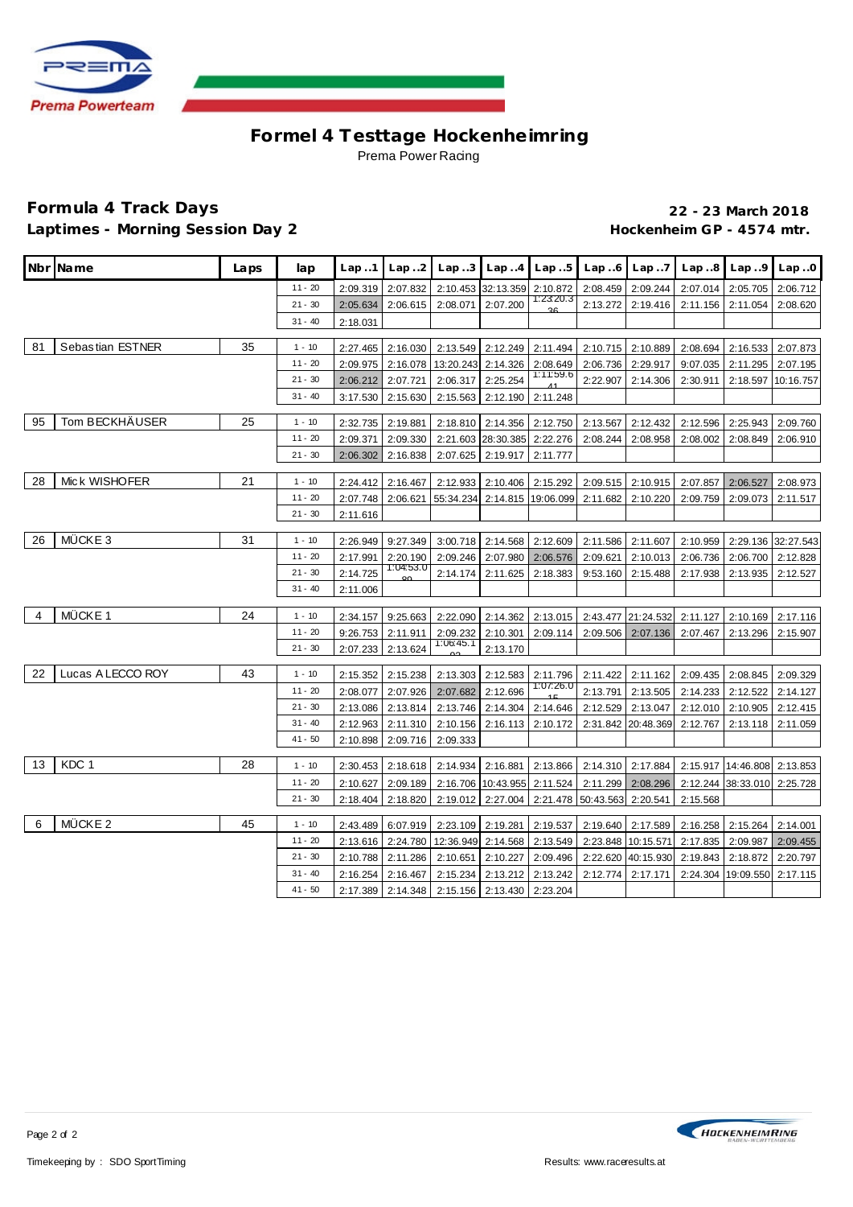Prema Powerteam

# Formel 4 Testtage Hockenheimring

Prema Power Racing

## Formula 4 Track Days

**22 - 23 March 2018**

**Laptimes - Morning Session Day 2**

**Hockenheim GP - 4574 mtr.**

| Nbr | Name | Laps | lap | Lap..1 | Lap..2 | Lap..3 | Lap..4 | Lap..5 | Lap..6 | Lap..7 | Lap..8 | Lap..9 | Lap..0 |
|---|---|---|---|---|---|---|---|---|---|---|---|---|---|
| | | | 11 - 20 | 2:09.319 | 2:07.832 | 2:10.453 | 32:13.359 | 2:10.872 | 2:08.459 | 2:09.244 | 2:07.014 | 2:05.705 | 2:06.712 |
| | | | 21 - 30 | 2:05.634 | 2:06.615 | 2:08.071 | 2:07.200 | 1:23:20.336 | 2:13.272 | 2:19.416 | 2:11.156 | 2:11.054 | 2:08.620 |
| | | | 31 - 40 | 2:18.031 | | | | | | | | | |
| 81 | Sebastian ESTNER | 35 | 1 - 10 | 2:27.465 | 2:16.030 | 2:13.549 | 2:12.249 | 2:11.494 | 2:10.715 | 2:10.889 | 2:08.694 | 2:16.533 | 2:07.873 |
| | | | 11 - 20 | 2:09.975 | 2:16.078 | 13:20.243 | 2:14.326 | 2:08.649 | 2:06.736 | 2:29.917 | 9:07.035 | 2:11.295 | 2:07.195 |
| | | | 21 - 30 | 2:06.212 | 2:07.721 | 2:06.317 | 2:25.254 | 1:11:59.641 | 2:22.907 | 2:14.306 | 2:30.911 | 2:18.597 | 10:16.757 |
| | | | 31 - 40 | 3:17.530 | 2:15.630 | 2:15.563 | 2:12.190 | 2:11.248 | | | | | |
| 95 | Tom BECKHÄUSER | 25 | 1 - 10 | 2:32.735 | 2:19.881 | 2:18.810 | 2:14.356 | 2:12.750 | 2:13.567 | 2:12.432 | 2:12.596 | 2:25.943 | 2:09.760 |
| | | | 11 - 20 | 2:09.371 | 2:09.330 | 2:21.603 | 28:30.385 | 2:22.276 | 2:08.244 | 2:08.958 | 2:08.002 | 2:08.849 | 2:06.910 |
| | | | 21 - 30 | 2:06.302 | 2:16.838 | 2:07.625 | 2:19.917 | 2:11.777 | | | | | |
| 28 | Mick WISHOFER | 21 | 1 - 10 | 2:24.412 | 2:16.467 | 2:12.933 | 2:10.406 | 2:15.292 | 2:09.515 | 2:10.915 | 2:07.857 | 2:06.527 | 2:08.973 |
| | | | 11 - 20 | 2:07.748 | 2:06.621 | 55:34.234 | 2:14.815 | 19:06.099 | 2:11.682 | 2:10.220 | 2:09.759 | 2:09.073 | 2:11.517 |
| | | | 21 - 30 | 2:11.616 | | | | | | | | | |
| 26 | MÜCKE 3 | 31 | 1 - 10 | 2:26.949 | 9:27.349 | 3:00.718 | 2:14.568 | 2:12.609 | 2:11.586 | 2:11.607 | 2:10.959 | 2:29.136 | 32:27.543 |
| | | | 11 - 20 | 2:17.991 | 2:20.190 | 2:09.246 | 2:07.980 | 2:06.576 | 2:09.621 | 2:10.013 | 2:06.736 | 2:06.700 | 2:12.828 |
| | | | 21 - 30 | 2:14.725 | 1:04:53.080 | 2:14.174 | 2:11.625 | 2:18.383 | 9:53.160 | 2:15.488 | 2:17.938 | 2:13.935 | 2:12.527 |
| | | | 31 - 40 | 2:11.006 | | | | | | | | | |
| 4 | MÜCKE 1 | 24 | 1 - 10 | 2:34.157 | 9:25.663 | 2:22.090 | 2:14.362 | 2:13.015 | 2:43.477 | 21:24.532 | 2:11.127 | 2:10.169 | 2:17.116 |
| | | | 11 - 20 | 9:26.753 | 2:11.911 | 2:09.232 | 2:10.301 | 2:09.114 | 2:09.506 | 2:07.136 | 2:07.467 | 2:13.296 | 2:15.907 |
| | | | 21 - 30 | 2:07.233 | 2:13.624 | 1:06:45.102 | 2:13.170 | | | | | | |
| 22 | Lucas ALECCO ROY | 43 | 1 - 10 | 2:15.352 | 2:15.238 | 2:13.303 | 2:12.583 | 2:11.796 | 2:11.422 | 2:11.162 | 2:09.435 | 2:08.845 | 2:09.329 |
| | | | 11 - 20 | 2:08.077 | 2:07.926 | 2:07.682 | 2:12.696 | 1:07:26.015 | 2:13.791 | 2:13.505 | 2:14.233 | 2:12.522 | 2:14.127 |
| | | | 21 - 30 | 2:13.086 | 2:13.814 | 2:13.746 | 2:14.304 | 2:14.646 | 2:12.529 | 2:13.047 | 2:12.010 | 2:10.905 | 2:12.415 |
| | | | 31 - 40 | 2:12.963 | 2:11.310 | 2:10.156 | 2:16.113 | 2:10.172 | 2:31.842 | 20:48.369 | 2:12.767 | 2:13.118 | 2:11.059 |
| | | | 41 - 50 | 2:10.898 | 2:09.716 | 2:09.333 | | | | | | | |
| 13 | KDC 1 | 28 | 1 - 10 | 2:30.453 | 2:18.618 | 2:14.934 | 2:16.881 | 2:13.866 | 2:14.310 | 2:17.884 | 2:15.917 | 14:46.808 | 2:13.853 |
| | | | 11 - 20 | 2:10.627 | 2:09.189 | 2:16.706 | 10:43.955 | 2:11.524 | 2:11.299 | 2:08.296 | 2:12.244 | 38:33.010 | 2:25.728 |
| | | | 21 - 30 | 2:18.404 | 2:18.820 | 2:19.012 | 2:27.004 | 2:21.478 | 50:43.563 | 2:20.541 | 2:15.568 | | |
| 6 | MÜCKE 2 | 45 | 1 - 10 | 2:43.489 | 6:07.919 | 2:23.109 | 2:19.281 | 2:19.537 | 2:19.640 | 2:17.589 | 2:16.258 | 2:15.264 | 2:14.001 |
| | | | 11 - 20 | 2:13.616 | 2:24.780 | 12:36.949 | 2:14.568 | 2:13.549 | 2:23.848 | 10:15.571 | 2:17.835 | 2:09.987 | 2:09.455 |
| | | | 21 - 30 | 2:10.788 | 2:11.286 | 2:10.651 | 2:10.227 | 2:09.496 | 2:22.620 | 40:15.930 | 2:19.843 | 2:18.872 | 2:20.797 |
| | | | 31 - 40 | 2:16.254 | 2:16.467 | 2:15.234 | 2:13.212 | 2:13.242 | 2:12.774 | 2:17.171 | 2:24.304 | 19:09.550 | 2:17.115 |
| | | | 41 - 50 | 2:17.389 | 2:14.348 | 2:15.156 | 2:13.430 | 2:23.204 | | | | | |

Timekeeping by : SDO SportTiming

Results: www.raceresults.at